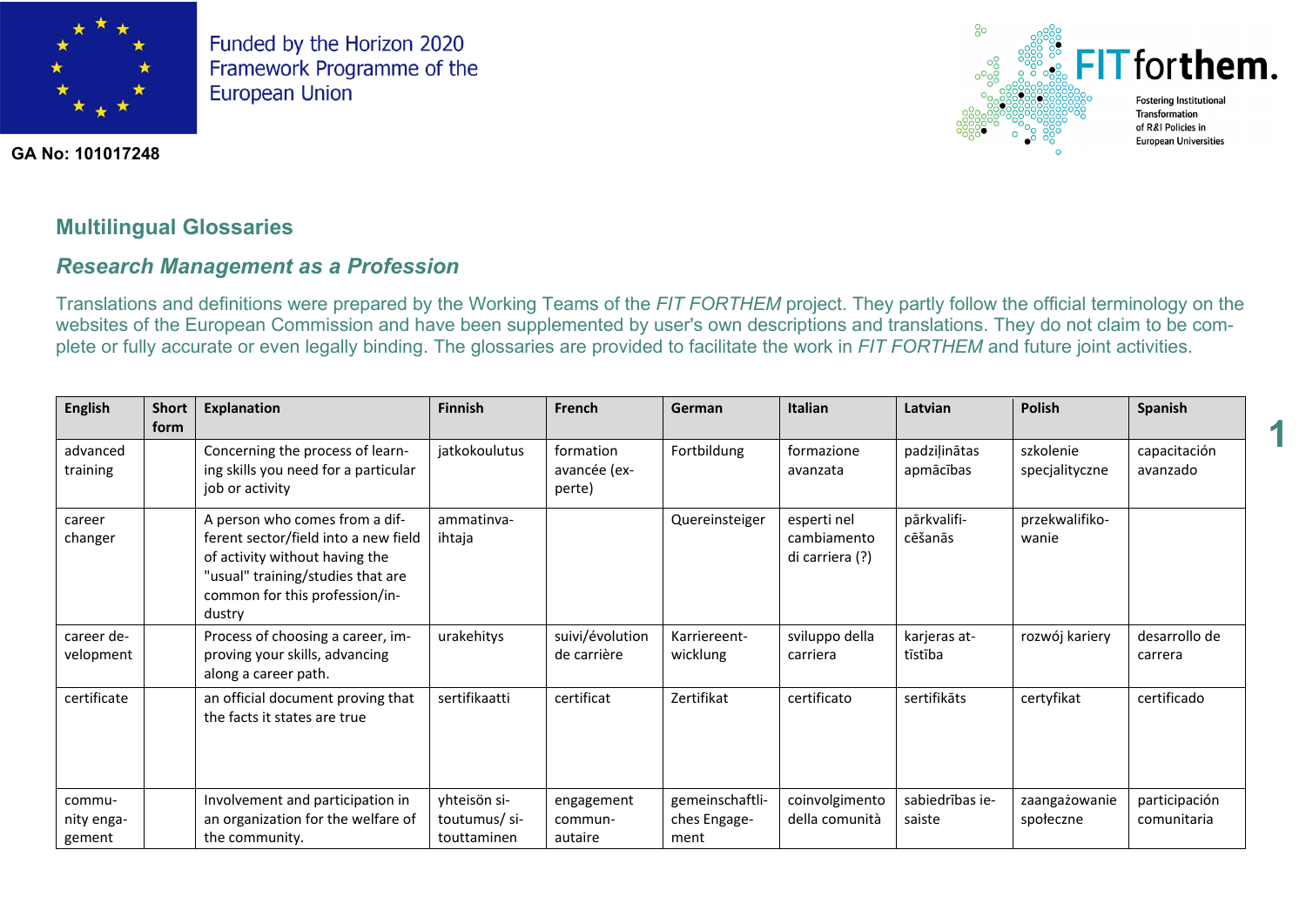Funded by the Horizon 2020 Framework Programme of the European Union

GA No: 101017248

FIT forthem. Fostering Institutional Transformation of R&I Policies in European Universities

## Multilingual Glossaries

### *Research Management as a Profession*

Translations and definitions were prepared by the Working Teams of the *FIT FORTHEM* project. They partly follow the official terminology on the websites of the European Commission and have been supplemented by user's own descriptions and translations. They do not claim to be complete or fully accurate or even legally binding. The glossaries are provided to facilitate the work in *FIT FORTHEM* and future joint activities.

| English | Short form | Explanation | Finnish | French | German | Italian | Latvian | Polish | Spanish |
|---|---|---|---|---|---|---|---|---|---|
| advanced training | | Concerning the process of learning skills you need for a particular job or activity | jatkokoulutus | formation avancée (experte) | Fortbildung | formazione avanzata | padziļinātas apmācības | szkolenie specjalityczne | capacitación avanzado |
| career changer | | A person who comes from a different sector/field into a new field of activity without having the "usual" training/studies that are common for this profession/industry | ammatinvaihtaja | | Quereinsteiger | esperti nel cambiamento di carriera (?) | pārkvalificēšanās | przekwalifikowanie | |
| career development | | Process of choosing a career, improving your skills, advancing along a career path. | urakehitys | suivi/évolution de carrière | Karriereentwicklung | sviluppo della carriera | karjeras attīstība | rozwój kariery | desarrollo de carrera |
| certificate | | an official document proving that the facts it states are true | sertifikaatti | certificat | Zertifikat | certificato | sertifikāts | certyfikat | certificado |
| community engagement | | Involvement and participation in an organization for the welfare of the community. | yhteisön sitoutumus/ sitouttaminen | engagement communautaire | gemeinschaftliches Engagement | coinvolgimento della comunità | sabiedrības iesaiste | zaangażowanie społeczne | participación comunitaria |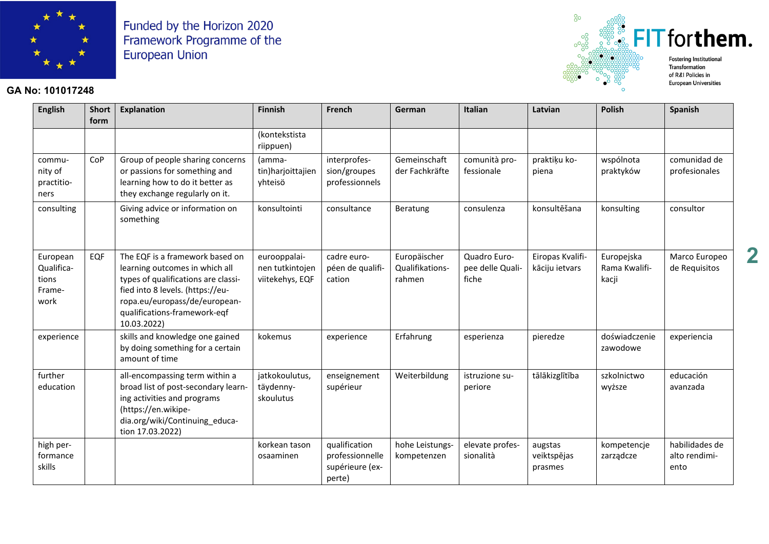Funded by the Horizon 2020 Framework Programme of the European Union

GA No: 101017248

FIT forthem. Fostering Institutional Transformation of R&I Policies in European Universities

| English | Short form | Explanation | Finnish | French | German | Italian | Latvian | Polish | Spanish |
|---|---|---|---|---|---|---|---|---|---|
| | | | (kontekstista riippuen) | | | | | | |
| community of practitioners | CoP | Group of people sharing concerns or passions for something and learning how to do it better as they exchange regularly on it. | (ammatin)harjoittajien yhteisö | interprofession/groupes professionnels | Gemeinschaft der Fachkräfte | comunità professionale | praktiķu kopiena | wspólnota praktyków | comunidad de profesionales |
| consulting | | Giving advice or information on something | konsultointi | consultance | Beratung | consulenza | konsultēšana | konsulting | consultor |
| European Qualifications Framework | EQF | The EQF is a framework based on learning outcomes in which all types of qualifications are classified into 8 levels. (https://europa.eu/europass/de/european-qualifications-framework-eqf 10.03.2022) | eurooppalainen tutkintojen viitekehys, EQF | cadre européen de qualification | Europäischer Qualifikationsrahmen | Quadro Europee delle Qualifiche | Eiropas Kvalifikāciju ietvars | Europejska Rama Kwalifikacji | Marco Europeo de Requisitos |
| experience | | skills and knowledge one gained by doing something for a certain amount of time | kokemus | experience | Erfahrung | esperienza | pieredze | doświadczenie zawodowe | experiencia |
| further education | | all-encompassing term within a broad list of post-secondary learning activities and programs (https://en.wikipedia.org/wiki/Continuing_education 17.03.2022) | jatkokoulutus, täydennyskoulutus | enseignement supérieur | Weiterbildung | istruzione superiore | tālākizglītība | szkolnictwo wyższe | educación avanzada |
| high performance skills | | | korkean tason osaaminen | qualification professionnelle supérieure (experte) | hohe Leistungskompetenzen | elevate professionalità | augstas veiktspējas prasmes | kompetencje zarządcze | habilidades de alto rendimiento |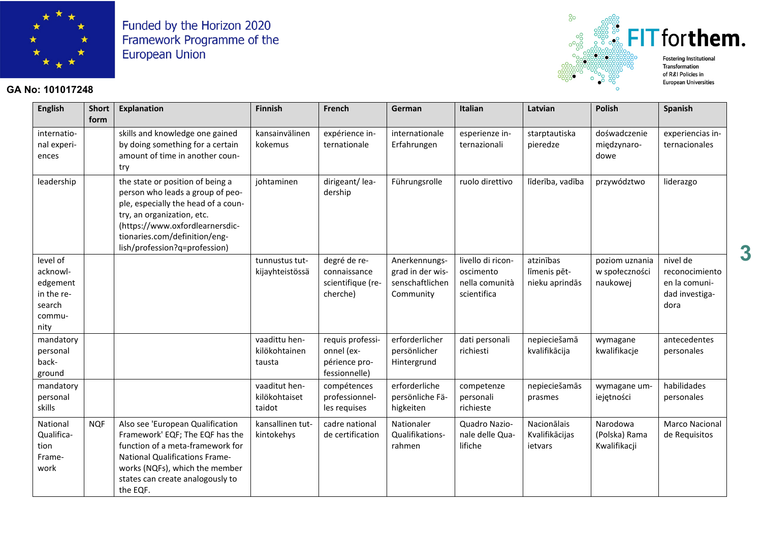Funded by the Horizon 2020 Framework Programme of the European Union

**GA No: 101017248**

FIT forthem. Fostering Institutional Transformation of R&I Policies in European Universities

| English | Short form | Explanation | Finnish | French | German | Italian | Latvian | Polish | Spanish |
|---|---|---|---|---|---|---|---|---|---|
| international experiences | | skills and knowledge one gained by doing something for a certain amount of time in another country | kansainvälinen kokemus | expérience internationale | internationale Erfahrungen | esperienze internazionali | starptautiska pieredze | doświadczenie międzynarodowe | experiencias internacionales |
| leadership | | the state or position of being a person who leads a group of people, especially the head of a country, an organization, etc. (https://www.oxfordlearnersdictionaries.com/definition/english/profession?q=profession) | johtaminen | dirigeant/ leadership | Führungsrolle | ruolo direttivo | līderība, vadība | przywództwo | liderazgo |
| level of acknowledgement in the research community | | | tunnustus tutkijayhteistössä | degré de reconnaissance scientifique (recherche) | Anerkennungsgrad in der wissenschaftlichen Community | livello di riconoscimento nella comunità scientifica | atzinības līmenis pētnieku aprindās | poziom uznania w społeczności naukowej | nivel de reconocimiento en la comunidad investigadora |
| mandatory personal background | | | vaadittu henkilökohtainen tausta | requis professionnel (expérience professionnelle) | erforderlicher persönlicher Hintergrund | dati personali richiesti | nepieciešamā kvalifikācija | wymagane kwalifikacje | antecedentes personales |
| mandatory personal skills | | | vaaditut henkilökohtaiset taidot | compétences professionnelles requises | erforderliche persönliche Fähigkeiten | competenze personali richieste | nepieciešamās prasmes | wymagane umiejętności | habilidades personales |
| National Qualification Framework | NQF | Also see 'European Qualification Framework' EQF; The EQF has the function of a meta-framework for National Qualifications Frameworks (NQFs), which the member states can create analogously to the EQF. | kansallinen tutkintokehys | cadre national de certification | Nationaler Qualifikationsrahmen | Quadro Nazionale delle Qualifiche | Nacionālais Kvalifikācijas ietvars | Narodowa (Polska) Rama Kwalifikacji | Marco Nacional de Requisitos |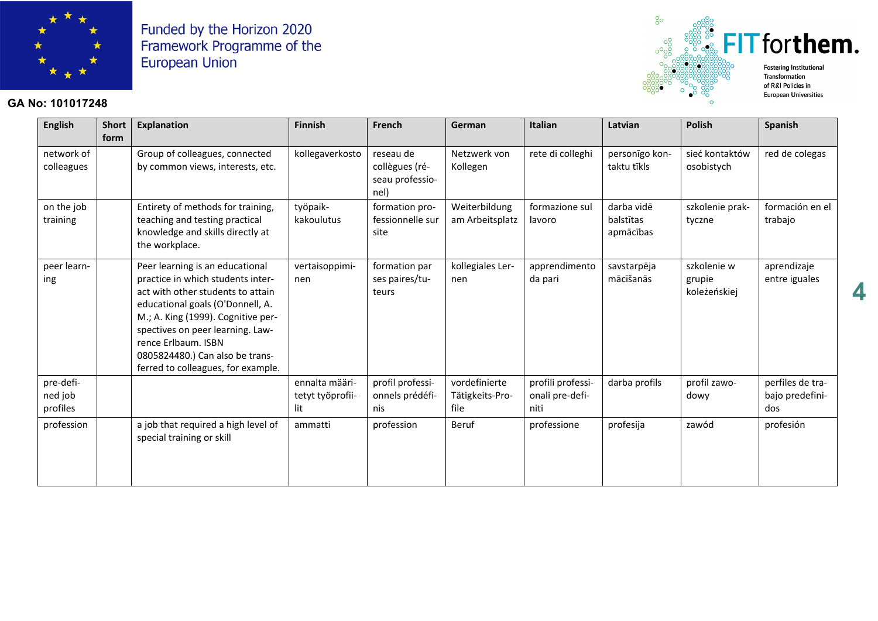Funded by the Horizon 2020 Framework Programme of the European Union

GA No: 101017248

FIT forthem. Fostering Institutional Transformation of R&I Policies in European Universities

| English | Short form | Explanation | Finnish | French | German | Italian | Latvian | Polish | Spanish |
|---|---|---|---|---|---|---|---|---|---|
| network of colleagues | | Group of colleagues, connected by common views, interests, etc. | kollegaverkosto | reseau de collègues (réseau professionnel) | Netzwerk von Kollegen | rete di colleghi | personīgo kontaktu tīkls | sieć kontaktów osobistych | red de colegas |
| on the job training | | Entirety of methods for training, teaching and testing practical knowledge and skills directly at the workplace. | työpaikkakoulutus | formation professionnelle sur site | Weiterbildung am Arbeitsplatz | formazione sul lavoro | darba vidē balstītas apmācības | szkolenie praktyczne | formación en el trabajo |
| peer learning | | Peer learning is an educational practice in which students interact with other students to attain educational goals (O'Donnell, A. M.; A. King (1999). Cognitive perspectives on peer learning. Lawrence Erlbaum. ISBN 0805824480.) Can also be transferred to colleagues, for example. | vertaisoppiminen | formation par ses paires/tuteurs | kollegiales Lernen | apprendimento da pari | savstarpēja mācīšanās | szkolenie w grupie koleżeńskiej | aprendizaje entre iguales |
| pre-defined job profiles | | | ennalta määritetyt työprofiilit | profil professionnels prédéfinis | vordefinierte Tätigkeits-Profile | profili professionali pre-definiti | darba profils | profil zawodowy | perfiles de trabajo predefinidos |
| profession | | a job that required a high level of special training or skill | ammatti | profession | Beruf | professione | profesija | zawód | profesión |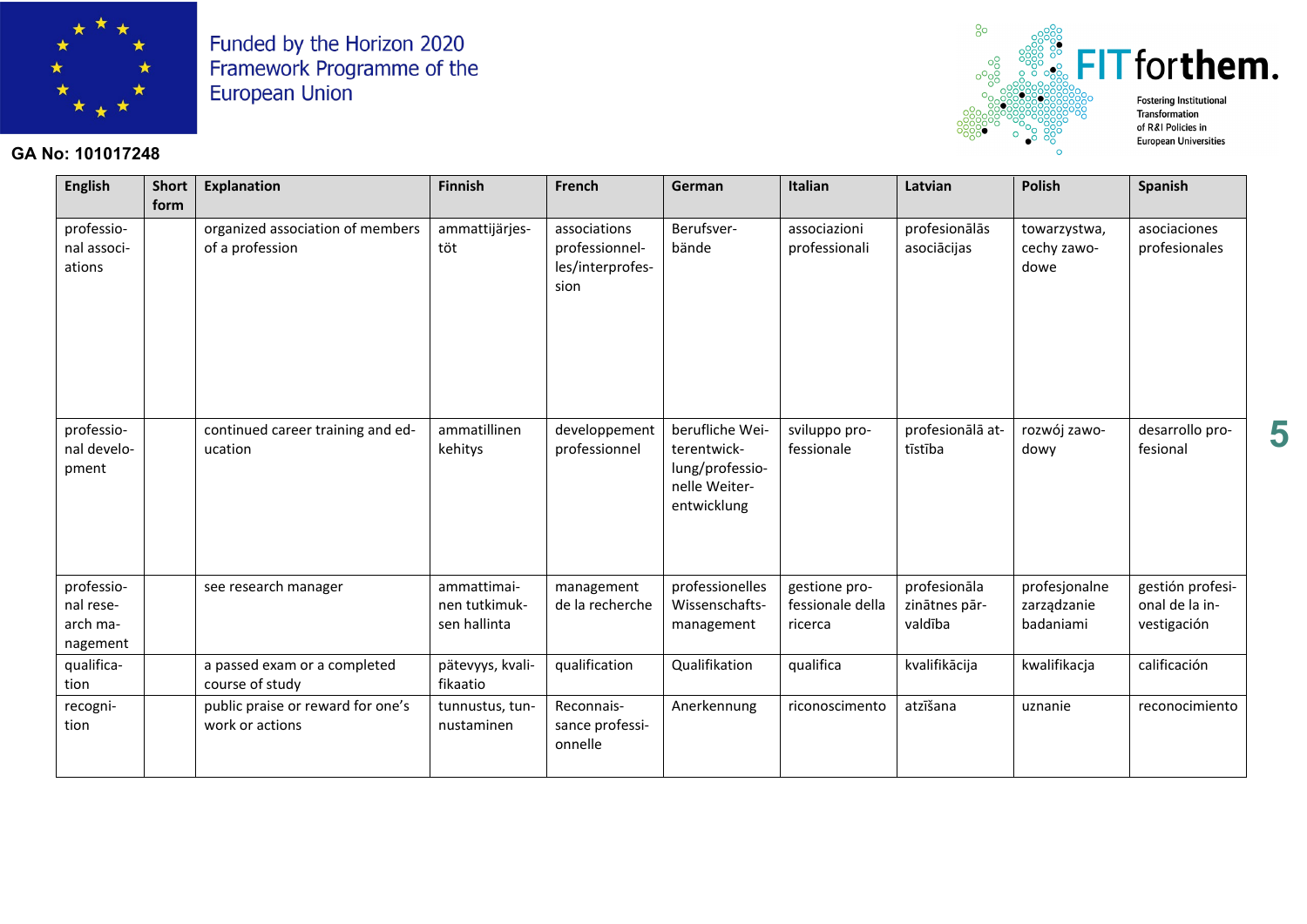| English | Short form | Explanation | Finnish | French | German | Italian | Latvian | Polish | Spanish |
|---|---|---|---|---|---|---|---|---|---|
| professional associations | | organized association of members of a profession | ammattijärjestöt | associations professionnelles/interprofession | Berufsverbände | associazioni professionali | profesionālās asociācijas | towarzystwa, cechy zawodowe | asociaciones profesionales |
| professional development | | continued career training and education | ammatillinen kehitys | developpement professionnel | berufliche Weiterentwicklung/professionelle Weiterentwicklung | sviluppo professionale | profesionālā attīstība | rozwój zawodowy | desarrollo profesional |
| professional research management | | see research manager | ammattimainen tutkimuksen hallinta | management de la recherche | professionelles Wissenschaftsmanagement | gestione professionale della ricerca | profesionāla zinātnes pārvaldība | profesjonalne zarządzanie badaniami | gestión profesional de la investigación |
| qualification | | a passed exam or a completed course of study | pätevyys, kvalifikaatio | qualification | Qualifikation | qualifica | kvalifikācija | kwalifikacja | calificación |
| recognition | | public praise or reward for one's work or actions | tunnustus, tunnustaminen | Reconnaissance professionnelle | Anerkennung | riconoscimento | atzīšana | uznanie | reconocimiento |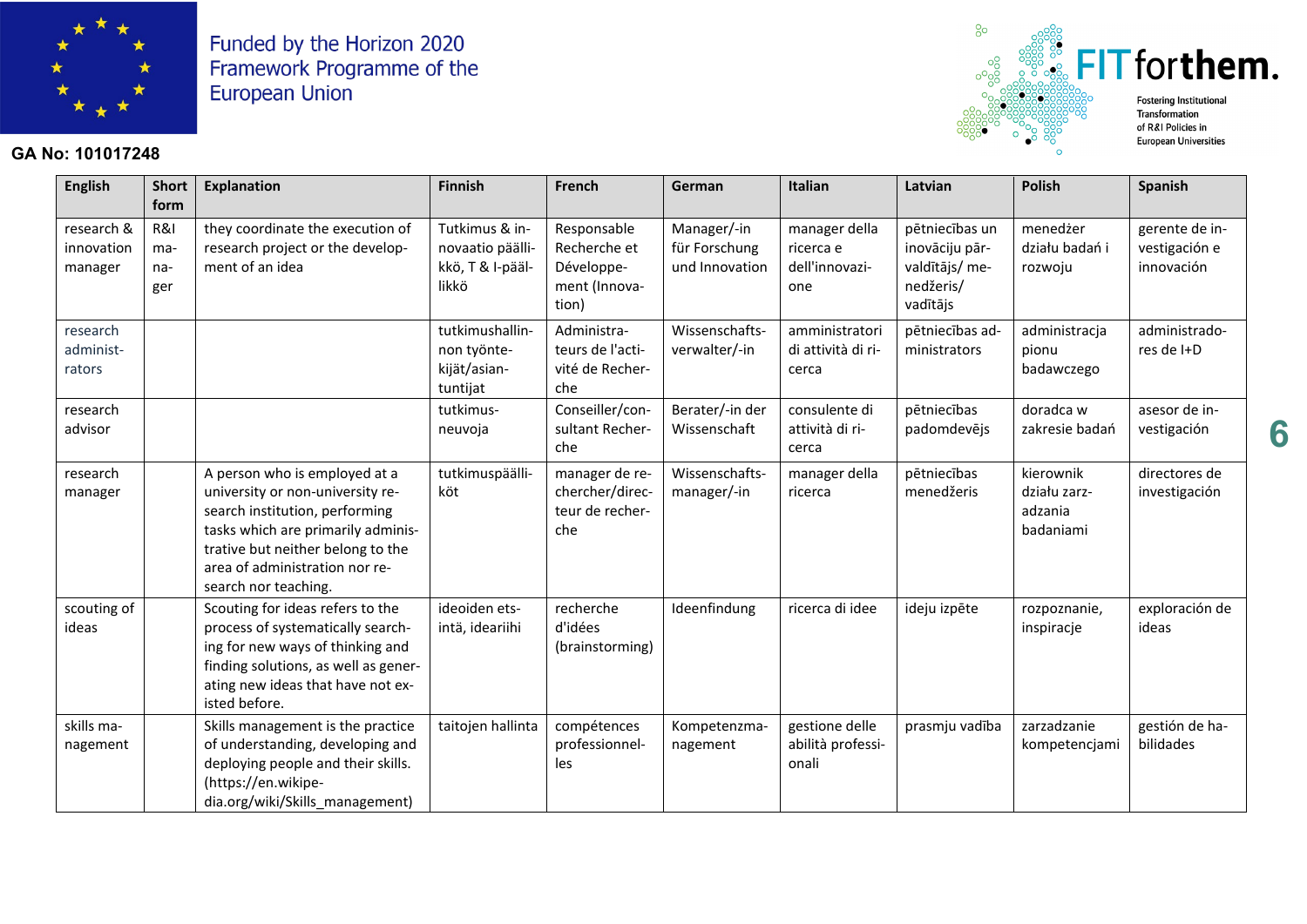Funded by the Horizon 2020 Framework Programme of the European Union

GA No: 101017248

FIT forthem. Fostering Institutional Transformation of R&I Policies in European Universities

| English | Short form | Explanation | Finnish | French | German | Italian | Latvian | Polish | Spanish |
|---|---|---|---|---|---|---|---|---|---|
| research & innovation manager | R&I manager | they coordinate the execution of research project or the development of an idea | Tutkimus & innovaatio päällikkö, T & I-päällikkö | Responsable Recherche et Développement (Innovation) | Manager/-in für Forschung und Innovation | manager della ricerca e dell'innovazione | pētniecības un inovāciju pārvaldītājs/ menedžeris/ vadītājs | menedżer działu badań i rozwoju | gerente de investigación e innovación |
| research administrators | | | tutkimushallinnon työntekijät/asiantuntijat | Administrateurs de l'activité de Recherche | Wissenschaftsverwalter/-in | amministratori di attività di ricerca | pētniecības administrators | administracja pionu badawczego | administradores de I+D |
| research advisor | | | tutkimusneuvoja | Conseiller/consultant Recherche | Berater/-in der Wissenschaft | consulente di attività di ricerca | pētniecības padomdevējs | doradca w zakresie badań | asesor de investigación |
| research manager | | A person who is employed at a university or non-university research institution, performing tasks which are primarily administrative but neither belong to the area of administration nor research nor teaching. | tutkimuspäälliköt | manager de rechercher/directeur de recherche | Wissenschaftsmanager/-in | manager della ricerca | pētniecības menedžeris | kierownik działu zarządzania badaniami | directores de investigación |
| scouting of ideas | | Scouting for ideas refers to the process of systematically searching for new ways of thinking and finding solutions, as well as generating new ideas that have not existed before. | ideoiden etsintä, ideariihi | recherche d'idées (brainstorming) | Ideenfindung | ricerca di idee | ideju izpēte | rozpoznanie, inspiracje | exploración de ideas |
| skills management | | Skills management is the practice of understanding, developing and deploying people and their skills. (https://en.wikipedia.org/wiki/Skills_management) | taitojen hallinta | compétences professionnelles | Kompetenzmanagement | gestione delle abilità professionali | prasmju vadība | zarzadzanie kompetencjami | gestión de habilidades |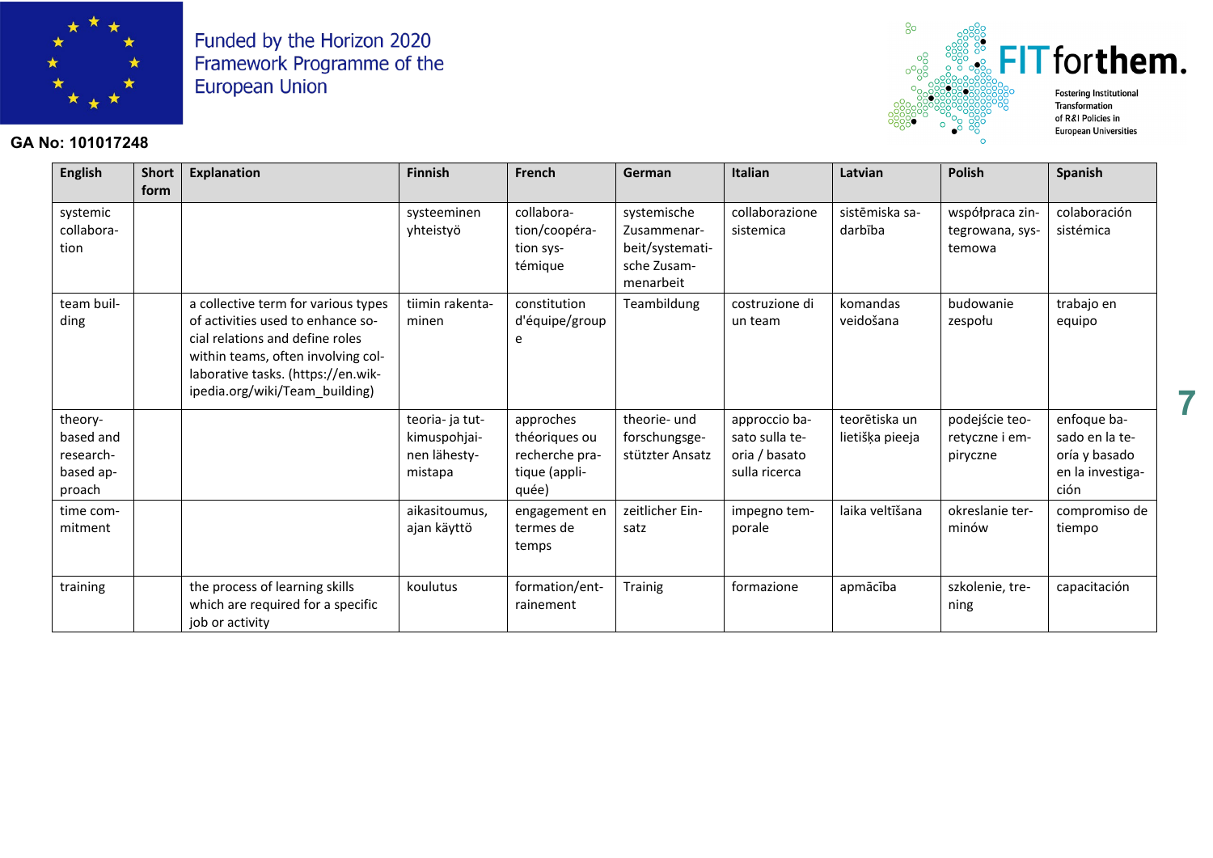| English | Short form | Explanation | Finnish | French | German | Italian | Latvian | Polish | Spanish |
|---|---|---|---|---|---|---|---|---|---|
| systemic collaboration | | | systeeminen yhteistyö | collaboration/coopération systémique | systemische Zusammenarbeit/systematische Zusammenarbeit | collaborazione sistemica | sistēmiska sadarbība | współpraca zintegrowana, systemowa | colaboración sistémica |
| team building | | a collective term for various types of activities used to enhance social relations and define roles within teams, often involving collaborative tasks. (https://en.wikipedia.org/wiki/Team_building) | tiimin rakentaminen | constitution d'équipe/groupe | Teambildung | costruzione di un team | komandas veidošana | budowanie zespołu | trabajo en equipo |
| theory-based and research-based approach | | | teoria- ja tutkimuspohjainen lähestymistapa | approches théoriques ou recherche pratique (appliquée) | theorie- und forschungsgestützter Ansatz | approccio basato sulla teoria / basato sulla ricerca | teorētiska un lietišķa pieeja | podejście teoretyczne i empiryczne | enfoque basado en la teoría y basado en la investigación |
| time commitment | | | aikasitoumus, ajan käyttö | engagement en termes de temps | zeitlicher Einsatz | impegno temporale | laika veltīšana | okreslanie terminów | compromiso de tiempo |
| training | | the process of learning skills which are required for a specific job or activity | koulutus | formation/entrainement | Trainig | formazione | apmācība | szkolenie, trening | capacitación |